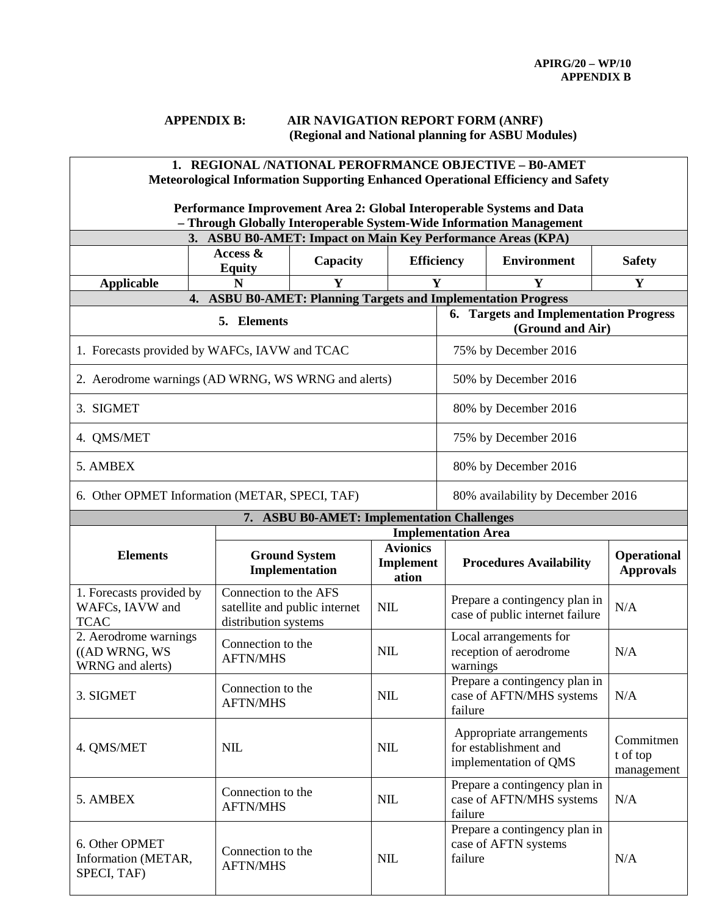APIRG/20 – WP/10
APPENDIX B

## APPENDIX B: AIR NAVIGATION REPORT FORM (ANRF) (Regional and National planning for ASBU Modules)

| **1. REGIONAL /NATIONAL PEROFRMANCE OBJECTIVE – B0-AMET**<br>**Meteorological Information Supporting Enhanced Operational Efficiency and Safety**<br><br>**Performance Improvement Area 2: Global Interoperable Systems and Data – Through Globally Interoperable System-Wide Information Management** | | | | | |
|---|---|---|---|---|---|
| **3. ASBU B0-AMET: Impact on Main Key Performance Areas (KPA)** | | | | | |
| | **Access & Equity** | **Capacity** | **Efficiency** | **Environment** | **Safety** |
| **Applicable** | **N** | **Y** | **Y** | **Y** | **Y** |

| **4. ASBU B0-AMET: Planning Targets and Implementation Progress** | |
|---|---|
| **5. Elements** | **6. Targets and Implementation Progress (Ground and Air)** |
| 1. Forecasts provided by WAFCs, IAVW and TCAC | 75% by December 2016 |
| 2. Aerodrome warnings (AD WRNG, WS WRNG and alerts) | 50% by December 2016 |
| 3. SIGMET | 80% by December 2016 |
| 4. QMS/MET | 75% by December 2016 |
| 5. AMBEX | 80% by December 2016 |
| 6. Other OPMET Information (METAR, SPECI, TAF) | 80% availability by December 2016 |

| **7. ASBU B0-AMET: Implementation Challenges** | | | | |
|---|---|---|---|---|
| **Elements** | **Implementation Area** | | | |
| | **Ground System Implementation** | **Avionics Implementation** | **Procedures Availability** | **Operational Approvals** |
| 1. Forecasts provided by WAFCs, IAVW and TCAC | Connection to the AFS satellite and public internet distribution systems | NIL | Prepare a contingency plan in case of public internet failure | N/A |
| 2. Aerodrome warnings ((AD WRNG, WS WRNG and alerts) | Connection to the AFTN/MHS | NIL | Local arrangements for reception of aerodrome warnings | N/A |
| 3. SIGMET | Connection to the AFTN/MHS | NIL | Prepare a contingency plan in case of AFTN/MHS systems failure | N/A |
| 4. QMS/MET | NIL | NIL | Appropriate arrangements for establishment and implementation of QMS | Commitment of top management |
| 5. AMBEX | Connection to the AFTN/MHS | NIL | Prepare a contingency plan in case of AFTN/MHS systems failure | N/A |
| 6. Other OPMET Information (METAR, SPECI, TAF) | Connection to the AFTN/MHS | NIL | Prepare a contingency plan in case of AFTN systems failure | N/A |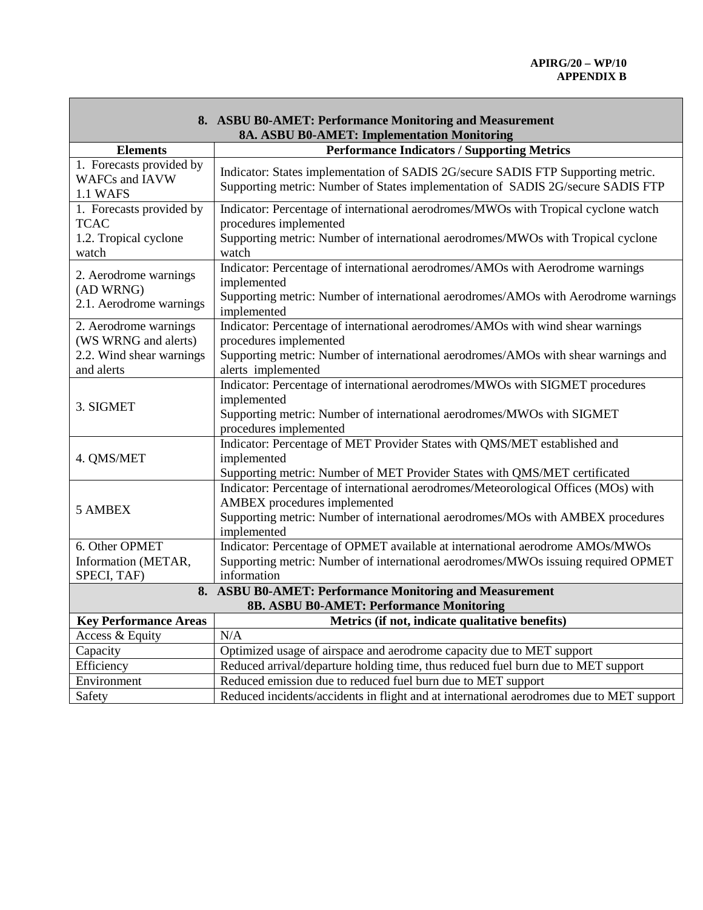**APIRG/20 – WP/10**
**APPENDIX B**

| 8. ASBU B0-AMET: Performance Monitoring and Measurement<br>8A. ASBU B0-AMET: Implementation Monitoring | |
|---|---|
| **Elements** | **Performance Indicators / Supporting Metrics** |
| 1. Forecasts provided by WAFCs and IAVW<br>1.1 WAFS | Indicator: States implementation of SADIS 2G/secure SADIS FTP Supporting metric.<br>Supporting metric: Number of States implementation of SADIS 2G/secure SADIS FTP |
| 1. Forecasts provided by TCAC<br>1.2. Tropical cyclone watch | Indicator: Percentage of international aerodromes/MWOs with Tropical cyclone watch procedures implemented<br>Supporting metric: Number of international aerodromes/MWOs with Tropical cyclone watch |
| 2. Aerodrome warnings (AD WRNG)<br>2.1. Aerodrome warnings | Indicator: Percentage of international aerodromes/AMOs with Aerodrome warnings implemented<br>Supporting metric: Number of international aerodromes/AMOs with Aerodrome warnings implemented |
| 2. Aerodrome warnings (WS WRNG and alerts)<br>2.2. Wind shear warnings and alerts | Indicator: Percentage of international aerodromes/AMOs with wind shear warnings procedures implemented<br>Supporting metric: Number of international aerodromes/AMOs with shear warnings and alerts implemented |
| 3. SIGMET | Indicator: Percentage of international aerodromes/MWOs with SIGMET procedures implemented<br>Supporting metric: Number of international aerodromes/MWOs with SIGMET procedures implemented |
| 4. QMS/MET | Indicator: Percentage of MET Provider States with QMS/MET established and implemented<br>Supporting metric: Number of MET Provider States with QMS/MET certificated |
| 5 AMBEX | Indicator: Percentage of international aerodromes/Meteorological Offices (MOs) with AMBEX procedures implemented<br>Supporting metric: Number of international aerodromes/MOs with AMBEX procedures implemented |
| 6. Other OPMET Information (METAR, SPECI, TAF) | Indicator: Percentage of OPMET available at international aerodrome AMOs/MWOs<br>Supporting metric: Number of international aerodromes/MWOs issuing required OPMET information |
| **8. ASBU B0-AMET: Performance Monitoring and Measurement<br>8B. ASBU B0-AMET: Performance Monitoring** | |
| **Key Performance Areas** | **Metrics (if not, indicate qualitative benefits)** |
| Access & Equity | N/A |
| Capacity | Optimized usage of airspace and aerodrome capacity due to MET support |
| Efficiency | Reduced arrival/departure holding time, thus reduced fuel burn due to MET support |
| Environment | Reduced emission due to reduced fuel burn due to MET support |
| Safety | Reduced incidents/accidents in flight and at international aerodromes due to MET support |